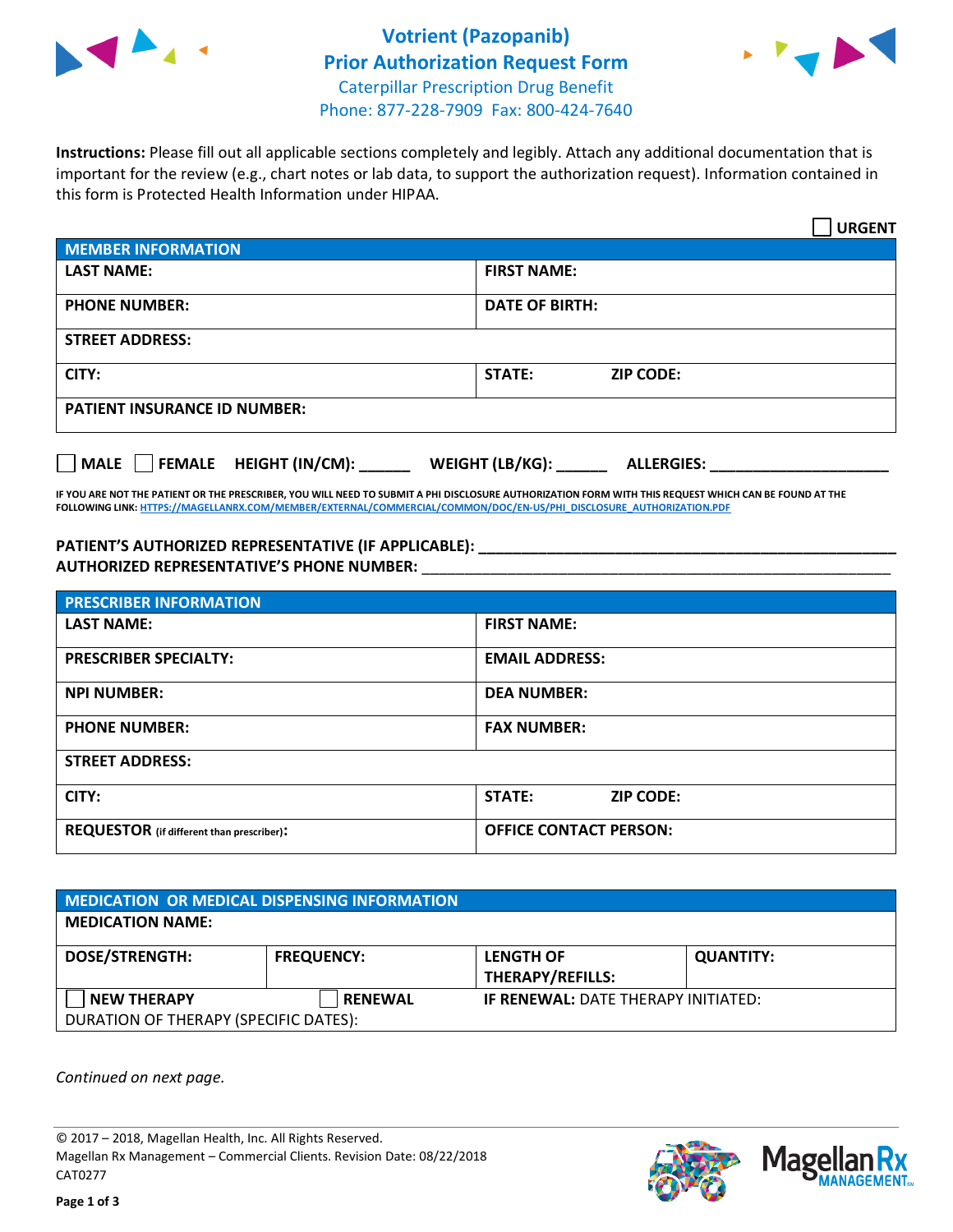# Votrient (Pazopanib) Prior Authorization Request Form

Caterpillar Prescription Drug Benefit

Phone: 877-228-7909 Fax: 800-424-7640

**Instructions:** Please fill out all applicable sections completely and legibly. Attach any additional documentation that is important for the review (e.g., chart notes or lab data, to support the authorization request). Information contained in this form is Protected Health Information under HIPAA.

☐ **URGENT**

| MEMBER INFORMATION | |
|---|---|
| **LAST NAME:** | **FIRST NAME:** |
| **PHONE NUMBER:** | **DATE OF BIRTH:** |
| **STREET ADDRESS:** | |
| **CITY:** | **STATE:** **ZIP CODE:** |
| **PATIENT INSURANCE ID NUMBER:** | |

☐ **MALE** ☐ **FEMALE** **HEIGHT (IN/CM):** ______ **WEIGHT (LB/KG):** ______ **ALLERGIES:** ____________________

**IF YOU ARE NOT THE PATIENT OR THE PRESCRIBER, YOU WILL NEED TO SUBMIT A PHI DISCLOSURE AUTHORIZATION FORM WITH THIS REQUEST WHICH CAN BE FOUND AT THE FOLLOWING LINK: HTTPS://MAGELLANRX.COM/MEMBER/EXTERNAL/COMMERCIAL/COMMON/DOC/EN-US/PHI_DISCLOSURE_AUTHORIZATION.PDF**

**PATIENT'S AUTHORIZED REPRESENTATIVE (IF APPLICABLE):** ____________________________________________

**AUTHORIZED REPRESENTATIVE'S PHONE NUMBER:** ____________________________________________

| PRESCRIBER INFORMATION | |
|---|---|
| **LAST NAME:** | **FIRST NAME:** |
| **PRESCRIBER SPECIALTY:** | **EMAIL ADDRESS:** |
| **NPI NUMBER:** | **DEA NUMBER:** |
| **PHONE NUMBER:** | **FAX NUMBER:** |
| **STREET ADDRESS:** | |
| **CITY:** | **STATE:** **ZIP CODE:** |
| **REQUESTOR** (if different than prescriber)**:** | **OFFICE CONTACT PERSON:** |

| MEDICATION OR MEDICAL DISPENSING INFORMATION | | | |
|---|---|---|---|
| **MEDICATION NAME:** | | | |
| **DOSE/STRENGTH:** | **FREQUENCY:** | **LENGTH OF THERAPY/REFILLS:** | **QUANTITY:** |
| ☐ **NEW THERAPY** | ☐ **RENEWAL** | **IF RENEWAL:** DATE THERAPY INITIATED: | |
| DURATION OF THERAPY (SPECIFIC DATES): | | | |

*Continued on next page.*

© 2017 – 2018, Magellan Health, Inc. All Rights Reserved.
Magellan Rx Management – Commercial Clients. Revision Date: 08/22/2018
CAT0277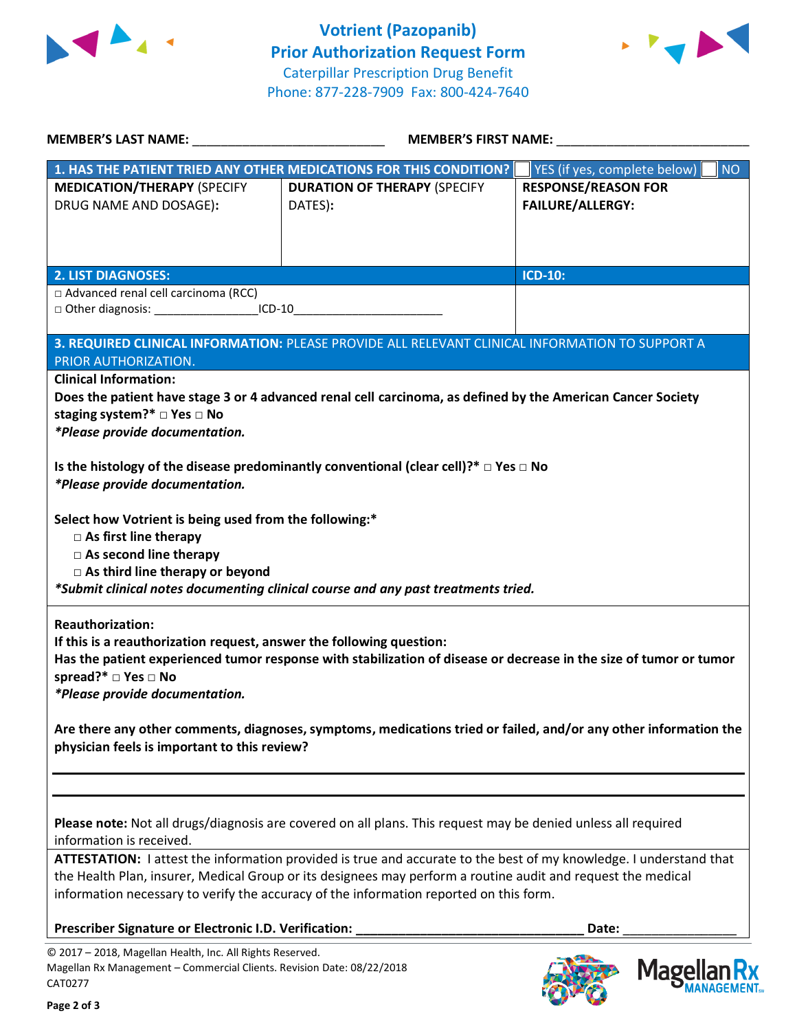# Votrient (Pazopanib)
## Prior Authorization Request Form
Caterpillar Prescription Drug Benefit
Phone: 877-228-7909 Fax: 800-424-7640

**MEMBER'S LAST NAME:** ___________________________ **MEMBER'S FIRST NAME:** ___________________________

| **1. HAS THE PATIENT TRIED ANY OTHER MEDICATIONS FOR THIS CONDITION?** | | ☐ YES (if yes, complete below) ☐ NO |
|---|---|---|
| **MEDICATION/THERAPY** (SPECIFY DRUG NAME AND DOSAGE): | **DURATION OF THERAPY** (SPECIFY DATES): | **RESPONSE/REASON FOR FAILURE/ALLERGY:** |
| | | |

| **2. LIST DIAGNOSES:** | **ICD-10:** |
|---|---|
| □ Advanced renal cell carcinoma (RCC)<br>□ Other diagnosis: _______________ICD-10______________________ | |

**3. REQUIRED CLINICAL INFORMATION:** PLEASE PROVIDE ALL RELEVANT CLINICAL INFORMATION TO SUPPORT A PRIOR AUTHORIZATION.

**Clinical Information:**

**Does the patient have stage 3 or 4 advanced renal cell carcinoma, as defined by the American Cancer Society staging system?* □ Yes □ No**
***Please provide documentation.***

**Is the histology of the disease predominantly conventional (clear cell)?* □ Yes □ No**
***Please provide documentation.***

**Select how Votrient is being used from the following:***
- **□ As first line therapy**
- **□ As second line therapy**
- **□ As third line therapy or beyond**

***Submit clinical notes documenting clinical course and any past treatments tried.***

**Reauthorization:**
**If this is a reauthorization request, answer the following question:**
**Has the patient experienced tumor response with stabilization of disease or decrease in the size of tumor or tumor spread?* □ Yes □ No**
***Please provide documentation.***

**Are there any other comments, diagnoses, symptoms, medications tried or failed, and/or any other information the physician feels is important to this review?**

_______________________________________________________________________________

_______________________________________________________________________________

**Please note:** Not all drugs/diagnosis are covered on all plans. This request may be denied unless all required information is received.

**ATTESTATION:** I attest the information provided is true and accurate to the best of my knowledge. I understand that the Health Plan, insurer, Medical Group or its designees may perform a routine audit and request the medical information necessary to verify the accuracy of the information reported on this form.

**Prescriber Signature or Electronic I.D. Verification:** _________________________________ **Date:** ________________

© 2017 – 2018, Magellan Health, Inc. All Rights Reserved.
Magellan Rx Management – Commercial Clients. Revision Date: 08/22/2018
CAT0277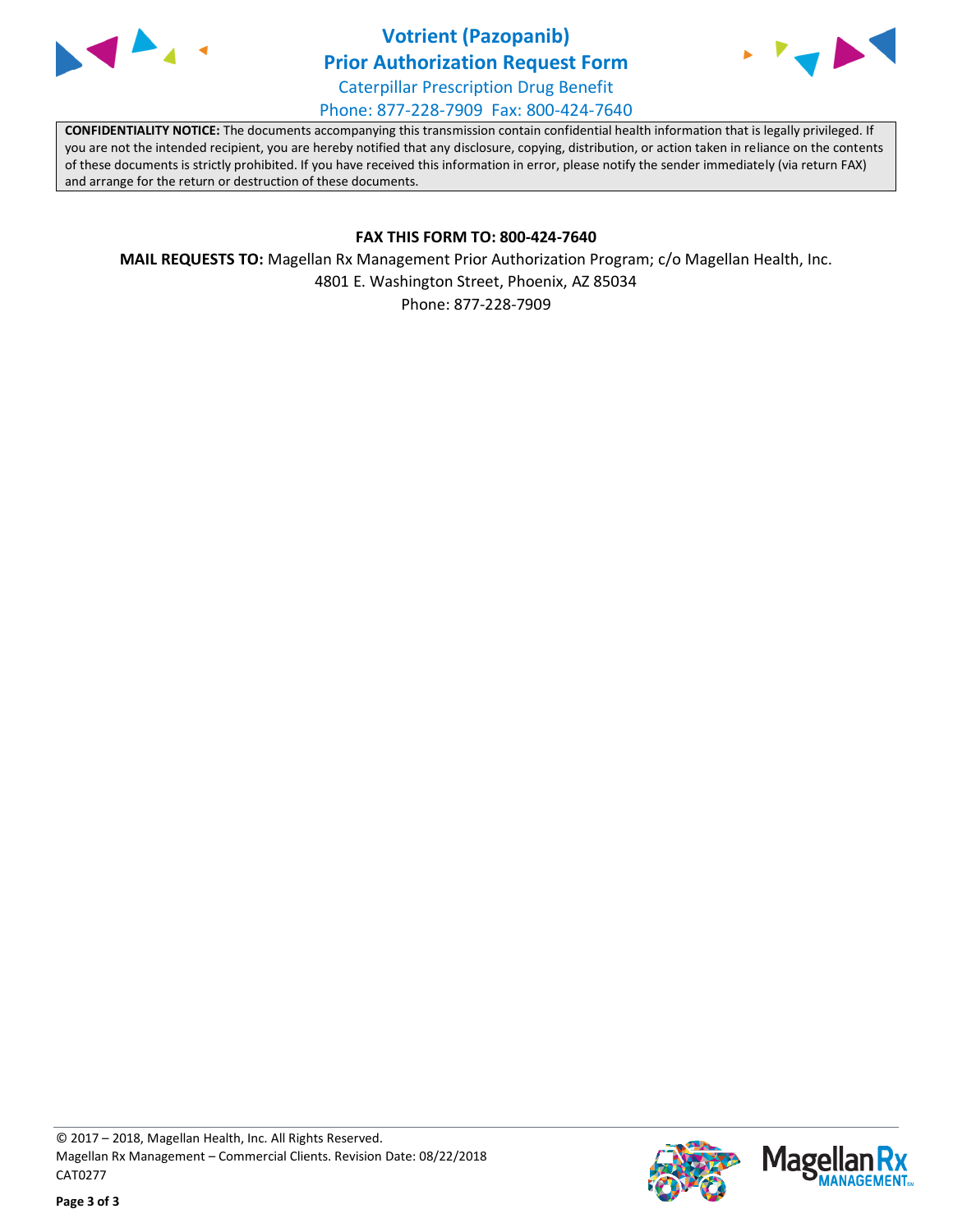# Votrient (Pazopanib)
## Prior Authorization Request Form

Caterpillar Prescription Drug Benefit

Phone: 877-228-7909 Fax: 800-424-7640

**CONFIDENTIALITY NOTICE:** The documents accompanying this transmission contain confidential health information that is legally privileged. If you are not the intended recipient, you are hereby notified that any disclosure, copying, distribution, or action taken in reliance on the contents of these documents is strictly prohibited. If you have received this information in error, please notify the sender immediately (via return FAX) and arrange for the return or destruction of these documents.

**FAX THIS FORM TO: 800-424-7640**

**MAIL REQUESTS TO:** Magellan Rx Management Prior Authorization Program; c/o Magellan Health, Inc.
4801 E. Washington Street, Phoenix, AZ 85034
Phone: 877-228-7909

© 2017 – 2018, Magellan Health, Inc. All Rights Reserved.
Magellan Rx Management – Commercial Clients. Revision Date: 08/22/2018
CAT0277